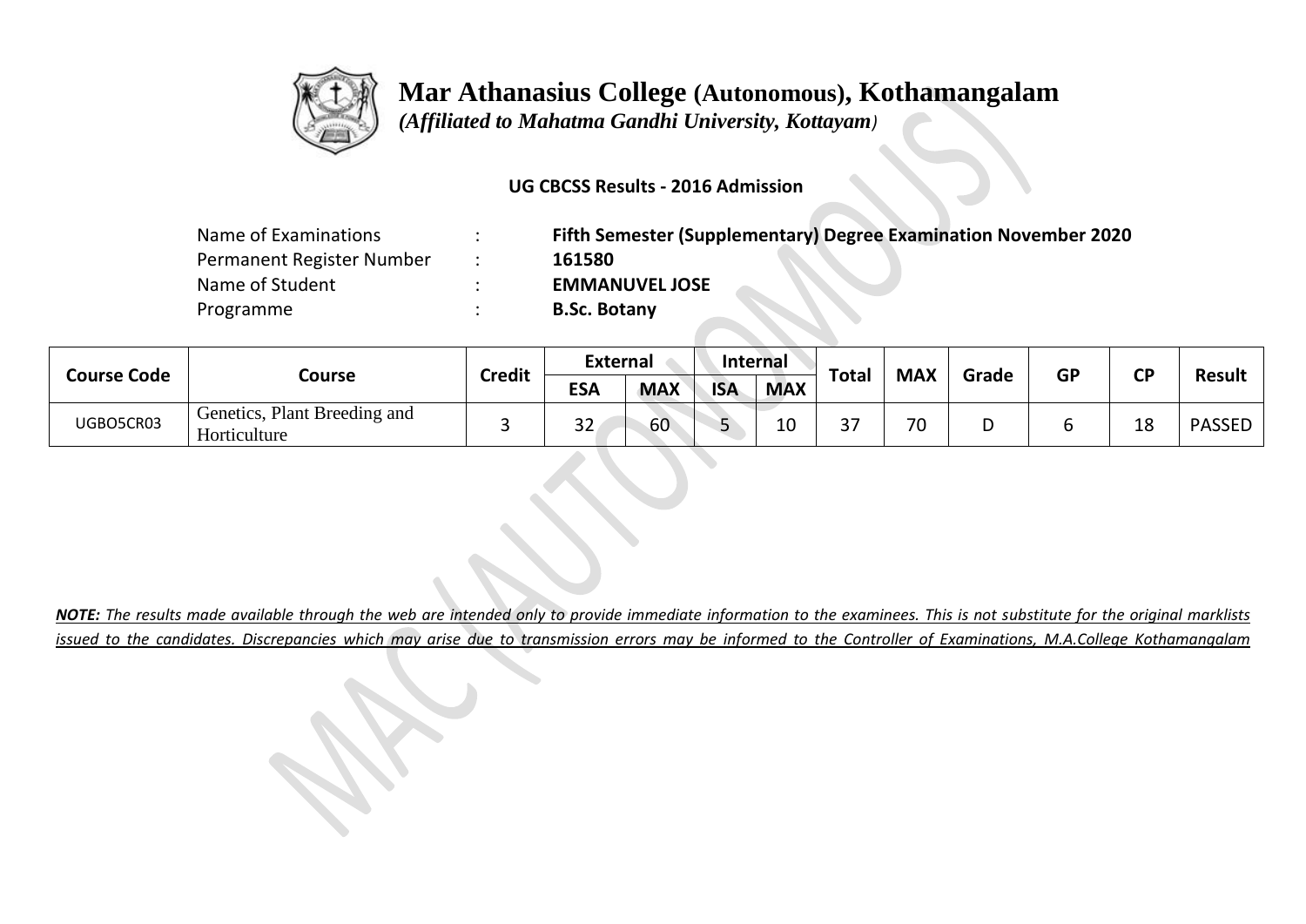# Mar Athanasius College (Autonomous), Kothamangalam

*(Affiliated to Mahatma Gandhi University, Kottayam)*

**UG CBCSS Results - 2016 Admission**

| | | |
|---|---|---|
| Name of Examinations | : | **Fifth Semester (Supplementary) Degree Examination November 2020** |
| Permanent Register Number | : | **161580** |
| Name of Student | : | **EMMANUVEL JOSE** |
| Programme | : | **B.Sc. Botany** |

| Course Code | Course | Credit | External | | Internal | | Total | MAX | Grade | GP | CP | Result |
|---|---|---|---|---|---|---|---|---|---|---|---|---|
| | | | ESA | MAX | ISA | MAX | | | | | | |
| UGBO5CR03 | Genetics, Plant Breeding and Horticulture | 3 | 32 | 60 | 5 | 10 | 37 | 70 | D | 6 | 18 | PASSED |

***NOTE:*** *The results made available through the web are intended only to provide immediate information to the examinees. This is not substitute for the original marklists issued to the candidates. Discrepancies which may arise due to transmission errors may be informed to the Controller of Examinations, M.A.College Kothamangalam*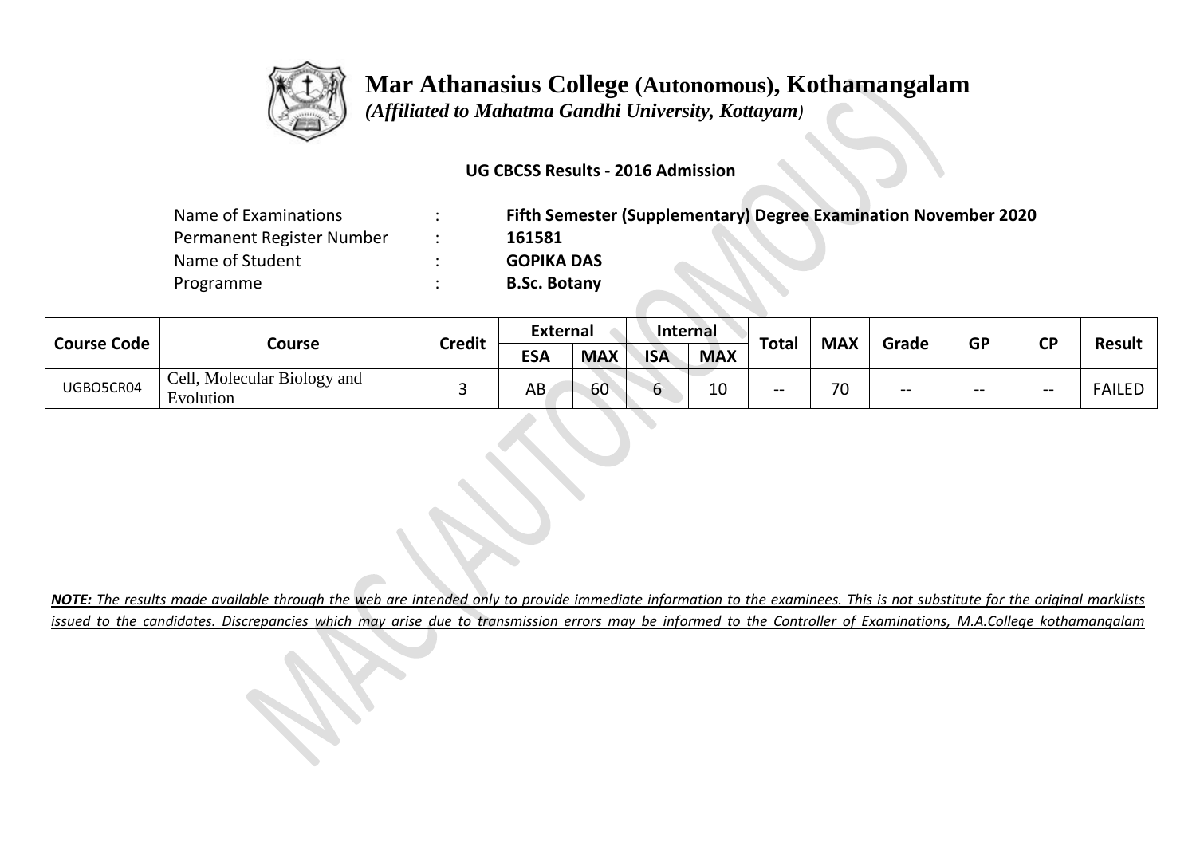# Mar Athanasius College (Autonomous), Kothamangalam

*(Affiliated to Mahatma Gandhi University, Kottayam)*

**UG CBCSS Results - 2016 Admission**

| | | |
|---|---|---|
| Name of Examinations | : | **Fifth Semester (Supplementary) Degree Examination November 2020** |
| Permanent Register Number | : | **161581** |
| Name of Student | : | **GOPIKA DAS** |
| Programme | : | **B.Sc. Botany** |

| Course Code | Course | Credit | External | | Internal | | Total | MAX | Grade | GP | CP | Result |
|---|---|---|---|---|---|---|---|---|---|---|---|---|
| | | | ESA | MAX | ISA | MAX | | | | | | |
| UGBO5CR04 | Cell, Molecular Biology and Evolution | 3 | AB | 60 | 6 | 10 | -- | 70 | -- | -- | -- | FAILED |

***NOTE:*** *The results made available through the web are intended only to provide immediate information to the examinees. This is not substitute for the original marklists issued to the candidates. Discrepancies which may arise due to transmission errors may be informed to the Controller of Examinations, M.A.College kothamangalam*